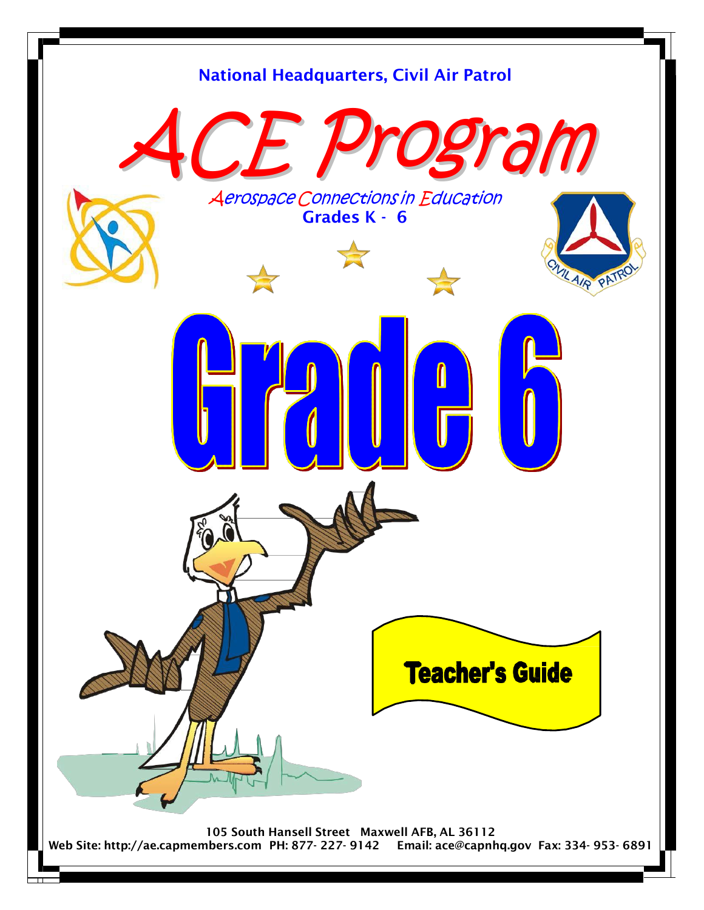National Headquarters, Civil Air Patrol

# ACE Program

*Aerospace Connections in Education*

**Grades K - 6**

# Grade 6

**Teacher's Guide**

105 South Hansell Street Maxwell AFB, AL 36112

Web Site: http://ae.capmembers.com PH: 877- 227- 9142 Email: ace@capnhq.gov Fax: 334- 953- 6891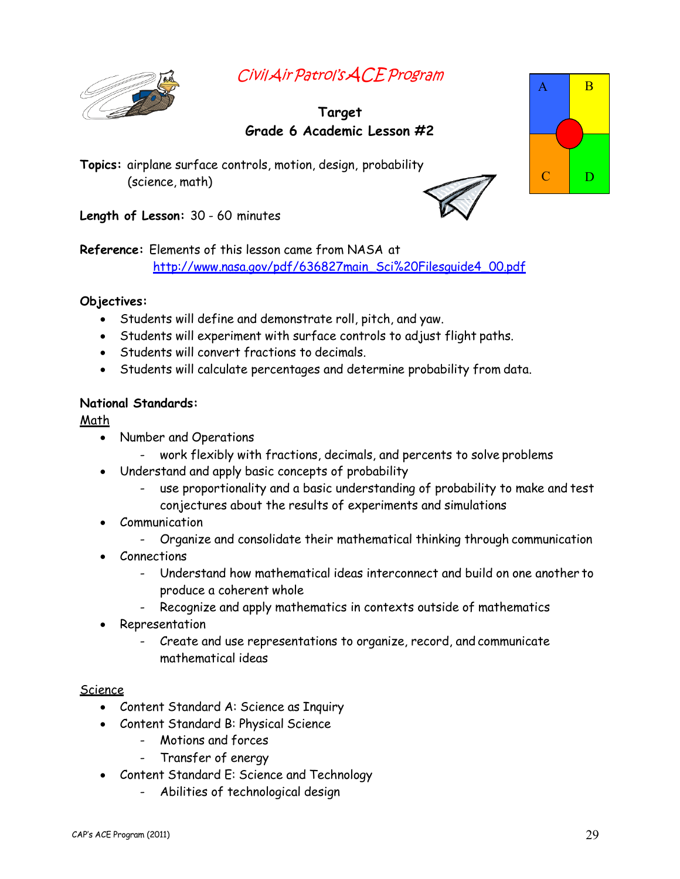*Civil Air Patrol's ACE Program*

**Target**
**Grade 6 Academic Lesson #2**

A B C D

**Topics:** airplane surface controls, motion, design, probability (science, math)

**Length of Lesson:** 30 - 60 minutes

**Reference:** Elements of this lesson came from NASA at [http://www.nasa.gov/pdf/636827main_Sci%20Filesguide4_00.pdf](http://www.nasa.gov/pdf/636827main_Sci%20Filesguide4_00.pdf)

**Objectives:**

- Students will define and demonstrate roll, pitch, and yaw.
- Students will experiment with surface controls to adjust flight paths.
- Students will convert fractions to decimals.
- Students will calculate percentages and determine probability from data.

**National Standards:**

Math

- Number and Operations
  - work flexibly with fractions, decimals, and percents to solve problems
- Understand and apply basic concepts of probability
  - use proportionality and a basic understanding of probability to make and test conjectures about the results of experiments and simulations
- Communication
  - Organize and consolidate their mathematical thinking through communication
- Connections
  - Understand how mathematical ideas interconnect and build on one another to produce a coherent whole
  - Recognize and apply mathematics in contexts outside of mathematics
- Representation
  - Create and use representations to organize, record, and communicate mathematical ideas

Science

- Content Standard A: Science as Inquiry
- Content Standard B: Physical Science
  - Motions and forces
  - Transfer of energy
- Content Standard E: Science and Technology
  - Abilities of technological design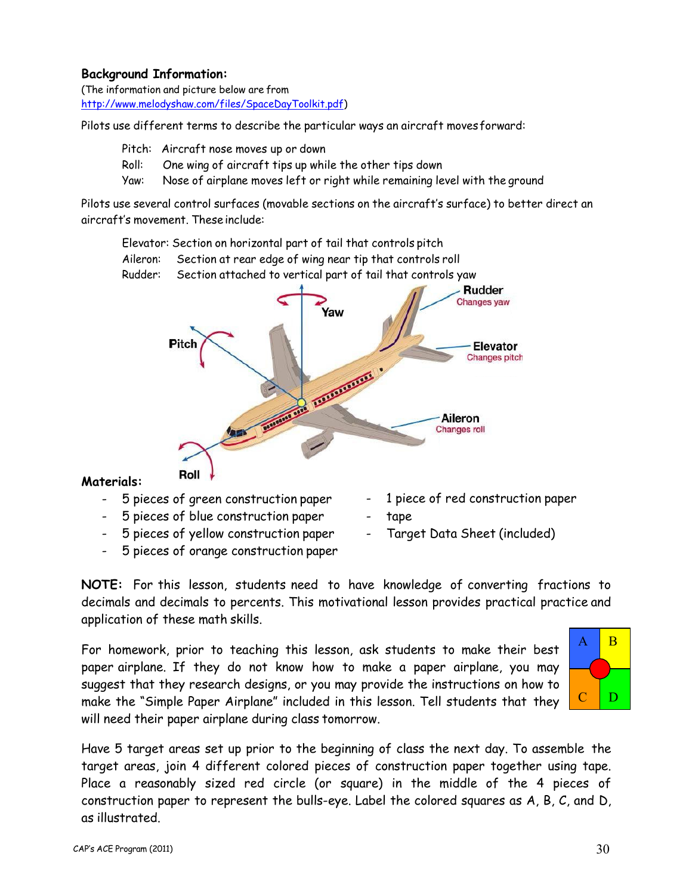**Background Information:**

(The information and picture below are from http://www.melodyshaw.com/files/SpaceDayToolkit.pdf)

Pilots use different terms to describe the particular ways an aircraft moves forward:

Pitch: Aircraft nose moves up or down
Roll: One wing of aircraft tips up while the other tips down
Yaw: Nose of airplane moves left or right while remaining level with the ground

Pilots use several control surfaces (movable sections on the aircraft's surface) to better direct an aircraft's movement. These include:

Elevator: Section on horizontal part of tail that controls pitch
Aileron: Section at rear edge of wing near tip that controls roll
Rudder: Section attached to vertical part of tail that controls yaw

**Materials:**

- 5 pieces of green construction paper
- 5 pieces of blue construction paper
- 5 pieces of yellow construction paper
- 5 pieces of orange construction paper
- 1 piece of red construction paper
- tape
- Target Data Sheet (included)

**NOTE:** For this lesson, students need to have knowledge of converting fractions to decimals and decimals to percents. This motivational lesson provides practical practice and application of these math skills.

For homework, prior to teaching this lesson, ask students to make their best paper airplane. If they do not know how to make a paper airplane, you may suggest that they research designs, or you may provide the instructions on how to make the "Simple Paper Airplane" included in this lesson. Tell students that they will need their paper airplane during class tomorrow.

Have 5 target areas set up prior to the beginning of class the next day. To assemble the target areas, join 4 different colored pieces of construction paper together using tape. Place a reasonably sized red circle (or square) in the middle of the 4 pieces of construction paper to represent the bulls-eye. Label the colored squares as A, B, C, and D, as illustrated.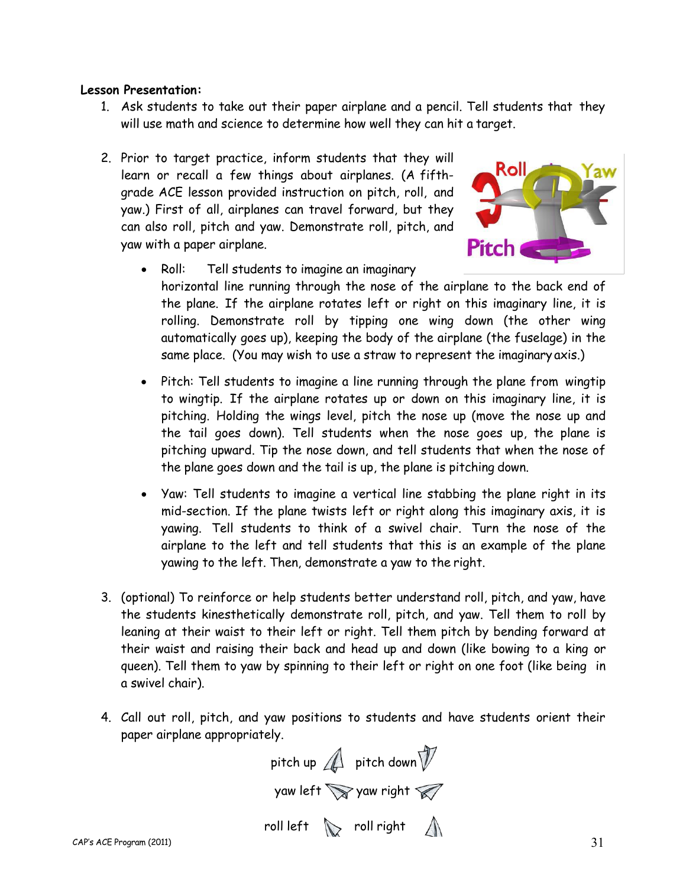**Lesson Presentation:**

1. Ask students to take out their paper airplane and a pencil. Tell students that they will use math and science to determine how well they can hit a target.

2. Prior to target practice, inform students that they will learn or recall a few things about airplanes. (A fifth-grade ACE lesson provided instruction on pitch, roll, and yaw.) First of all, airplanes can travel forward, but they can also roll, pitch and yaw. Demonstrate roll, pitch, and yaw with a paper airplane.

   - Roll: Tell students to imagine an imaginary horizontal line running through the nose of the airplane to the back end of the plane. If the airplane rotates left or right on this imaginary line, it is rolling. Demonstrate roll by tipping one wing down (the other wing automatically goes up), keeping the body of the airplane (the fuselage) in the same place. (You may wish to use a straw to represent the imaginary axis.)

   - Pitch: Tell students to imagine a line running through the plane from wingtip to wingtip. If the airplane rotates up or down on this imaginary line, it is pitching. Holding the wings level, pitch the nose up (move the nose up and the tail goes down). Tell students when the nose goes up, the plane is pitching upward. Tip the nose down, and tell students that when the nose of the plane goes down and the tail is up, the plane is pitching down.

   - Yaw: Tell students to imagine a vertical line stabbing the plane right in its mid-section. If the plane twists left or right along this imaginary axis, it is yawing. Tell students to think of a swivel chair. Turn the nose of the airplane to the left and tell students that this is an example of the plane yawing to the left. Then, demonstrate a yaw to the right.

3. (optional) To reinforce or help students better understand roll, pitch, and yaw, have the students kinesthetically demonstrate roll, pitch, and yaw. Tell them to roll by leaning at their waist to their left or right. Tell them pitch by bending forward at their waist and raising their back and head up and down (like bowing to a king or queen). Tell them to yaw by spinning to their left or right on one foot (like being in a swivel chair).

4. Call out roll, pitch, and yaw positions to students and have students orient their paper airplane appropriately.

pitch up pitch down

yaw left yaw right

roll left roll right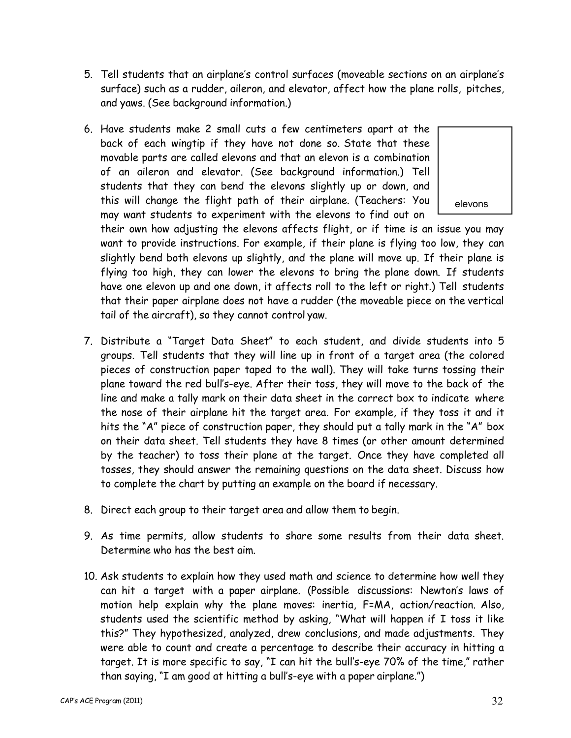5. Tell students that an airplane's control surfaces (moveable sections on an airplane's surface) such as a rudder, aileron, and elevator, affect how the plane rolls, pitches, and yaws. (See background information.)

6. Have students make 2 small cuts a few centimeters apart at the back of each wingtip if they have not done so. State that these movable parts are called elevons and that an elevon is a combination of an aileron and elevator. (See background information.) Tell students that they can bend the elevons slightly up or down, and this will change the flight path of their airplane. (Teachers: You may want students to experiment with the elevons to find out on their own how adjusting the elevons affects flight, or if time is an issue you may want to provide instructions. For example, if their plane is flying too low, they can slightly bend both elevons up slightly, and the plane will move up. If their plane is flying too high, they can lower the elevons to bring the plane down. If students have one elevon up and one down, it affects roll to the left or right.) Tell students that their paper airplane does not have a rudder (the moveable piece on the vertical tail of the aircraft), so they cannot control yaw.

   elevons

7. Distribute a "Target Data Sheet" to each student, and divide students into 5 groups. Tell students that they will line up in front of a target area (the colored pieces of construction paper taped to the wall). They will take turns tossing their plane toward the red bull's-eye. After their toss, they will move to the back of the line and make a tally mark on their data sheet in the correct box to indicate where the nose of their airplane hit the target area. For example, if they toss it and it hits the "A" piece of construction paper, they should put a tally mark in the "A" box on their data sheet. Tell students they have 8 times (or other amount determined by the teacher) to toss their plane at the target. Once they have completed all tosses, they should answer the remaining questions on the data sheet. Discuss how to complete the chart by putting an example on the board if necessary.

8. Direct each group to their target area and allow them to begin.

9. As time permits, allow students to share some results from their data sheet. Determine who has the best aim.

10. Ask students to explain how they used math and science to determine how well they can hit a target with a paper airplane. (Possible discussions: Newton's laws of motion help explain why the plane moves: inertia, F=MA, action/reaction. Also, students used the scientific method by asking, "What will happen if I toss it like this?" They hypothesized, analyzed, drew conclusions, and made adjustments. They were able to count and create a percentage to describe their accuracy in hitting a target. It is more specific to say, "I can hit the bull's-eye 70% of the time," rather than saying, "I am good at hitting a bull's-eye with a paper airplane.")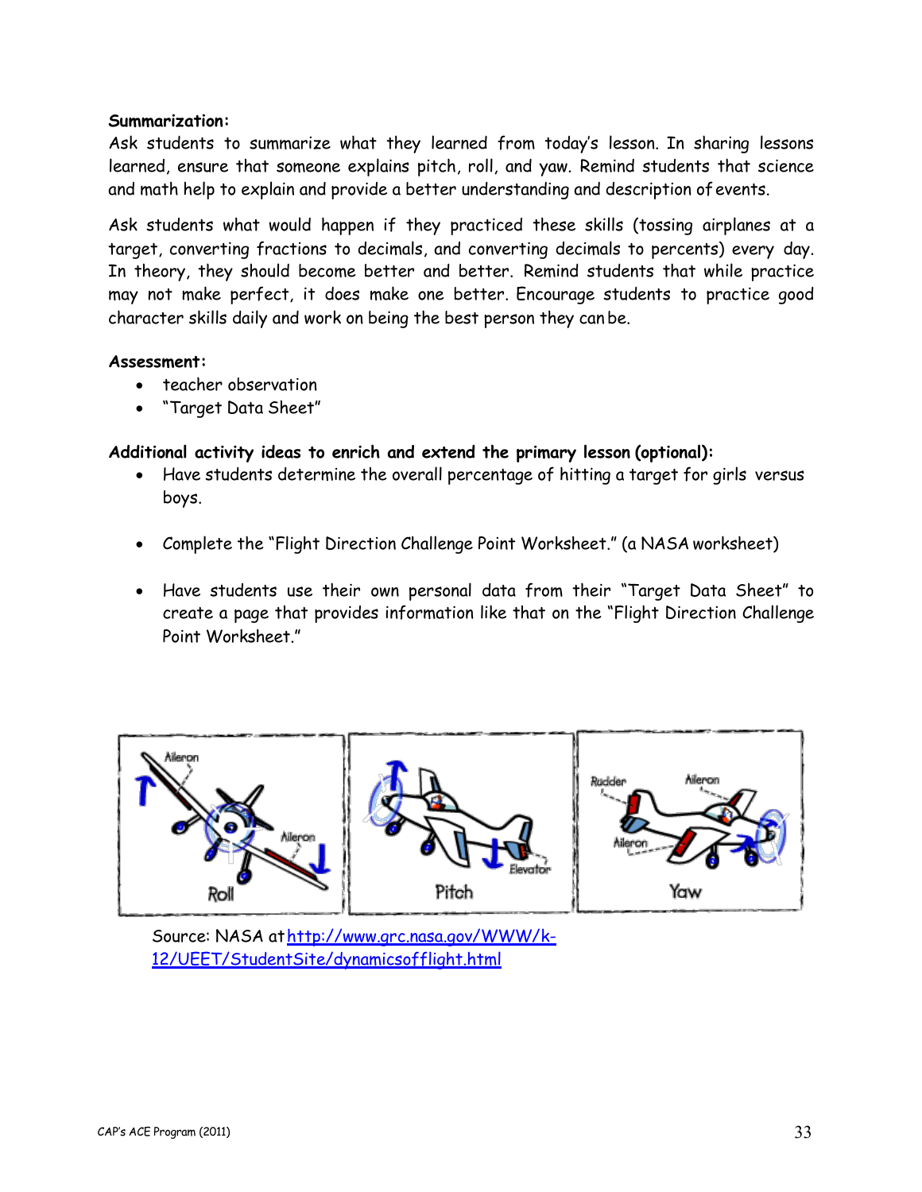**Summarization:**

Ask students to summarize what they learned from today's lesson. In sharing lessons learned, ensure that someone explains pitch, roll, and yaw. Remind students that science and math help to explain and provide a better understanding and description of events.

Ask students what would happen if they practiced these skills (tossing airplanes at a target, converting fractions to decimals, and converting decimals to percents) every day. In theory, they should become better and better. Remind students that while practice may not make perfect, it does make one better. Encourage students to practice good character skills daily and work on being the best person they can be.

**Assessment:**

- teacher observation
- "Target Data Sheet"

**Additional activity ideas to enrich and extend the primary lesson (optional):**

- Have students determine the overall percentage of hitting a target for girls versus boys.
- Complete the "Flight Direction Challenge Point Worksheet." (a NASA worksheet)
- Have students use their own personal data from their "Target Data Sheet" to create a page that provides information like that on the "Flight Direction Challenge Point Worksheet."

Source: NASA at [http://www.grc.nasa.gov/WWW/k-12/UEET/StudentSite/dynamicsofflight.html](http://www.grc.nasa.gov/WWW/k-12/UEET/StudentSite/dynamicsofflight.html)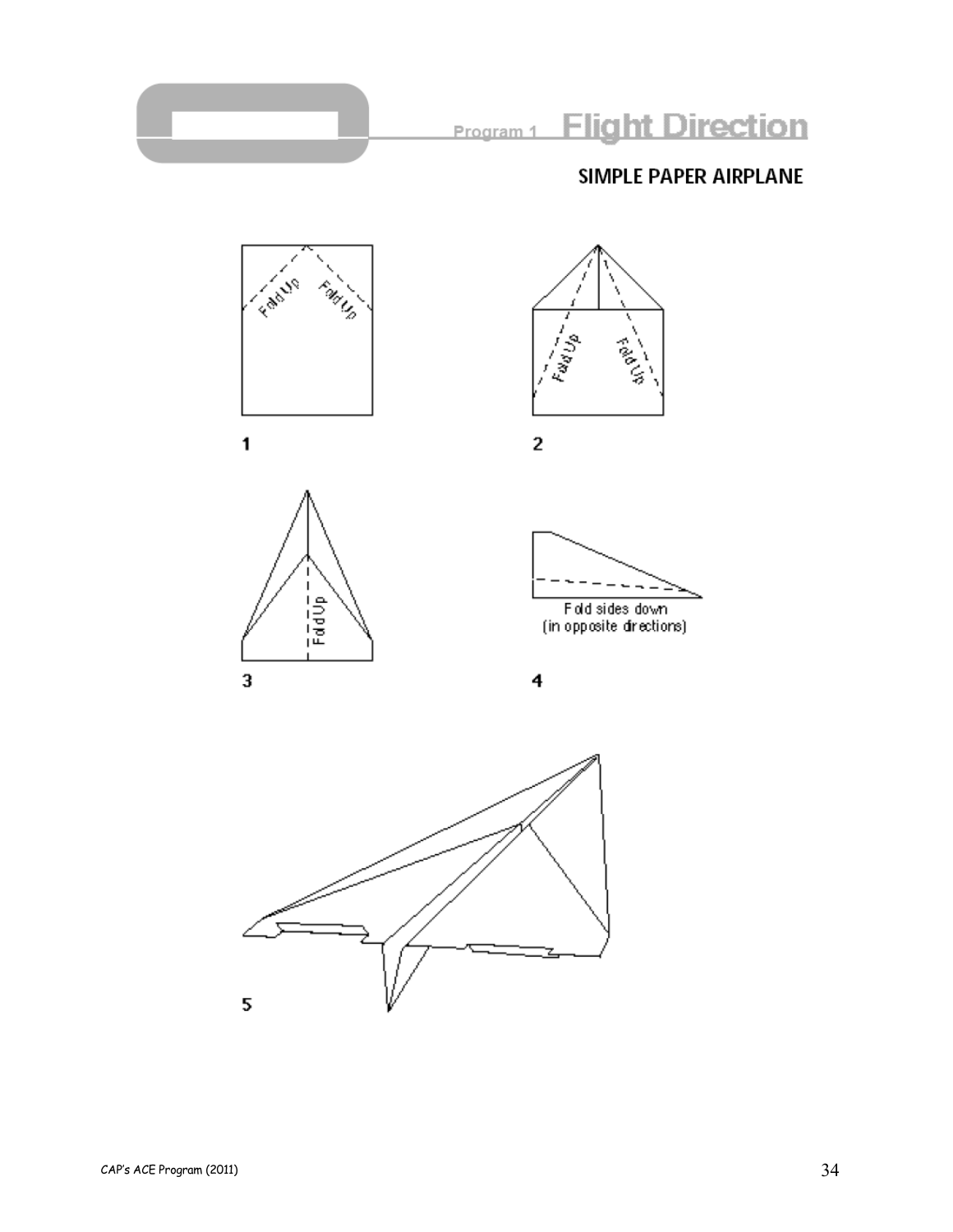## SIMPLE PAPER AIRPLANE

Fold Up

Fold Up

1

Fold Up

Fold Up

2

Fold Up

3

Fold sides down
(in opposite directions)

4

5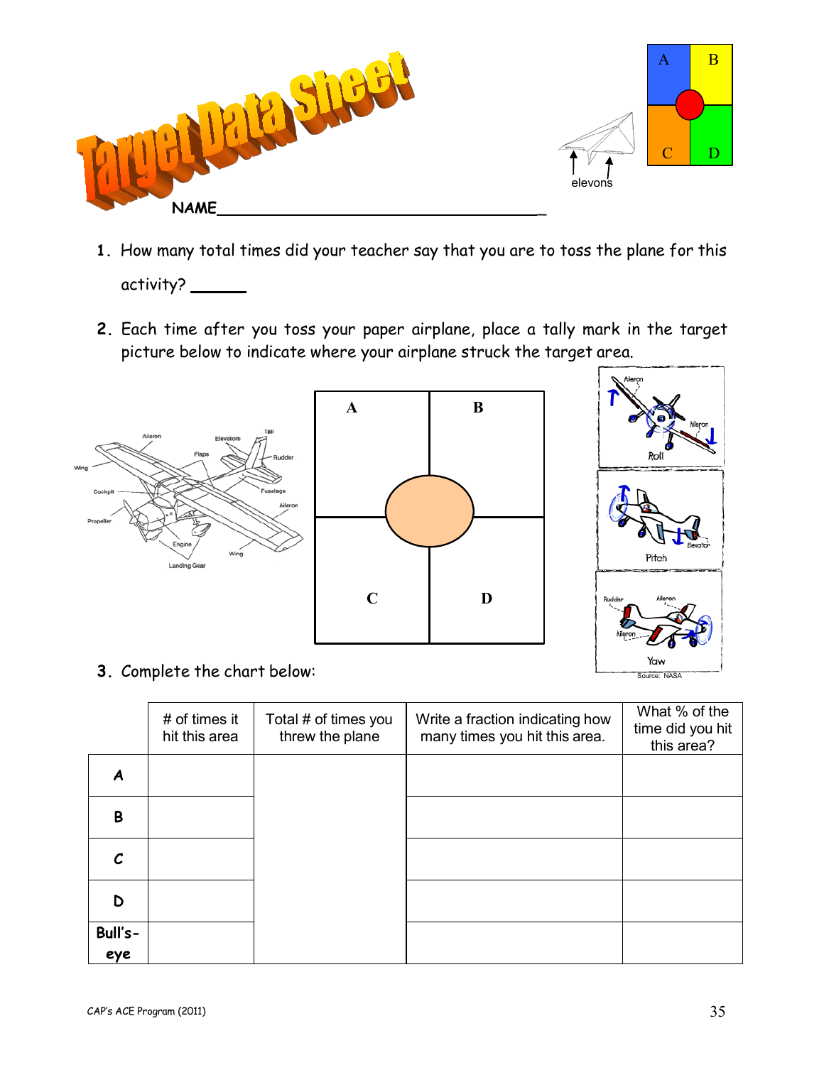# Target Data Sheet

NAME_______________________________________

1. How many total times did your teacher say that you are to toss the plane for this activity? ______

2. Each time after you toss your paper airplane, place a tally mark in the target picture below to indicate where your airplane struck the target area.

3. Complete the chart below:

| | # of times it hit this area | Total # of times you threw the plane | Write a fraction indicating how many times you hit this area. | What % of the time did you hit this area? |
|---|---|---|---|---|
| **A** | | | | |
| **B** | | | | |
| **C** | | | | |
| **D** | | | | |
| **Bull's-eye** | | | | |

CAP's ACE Program (2011)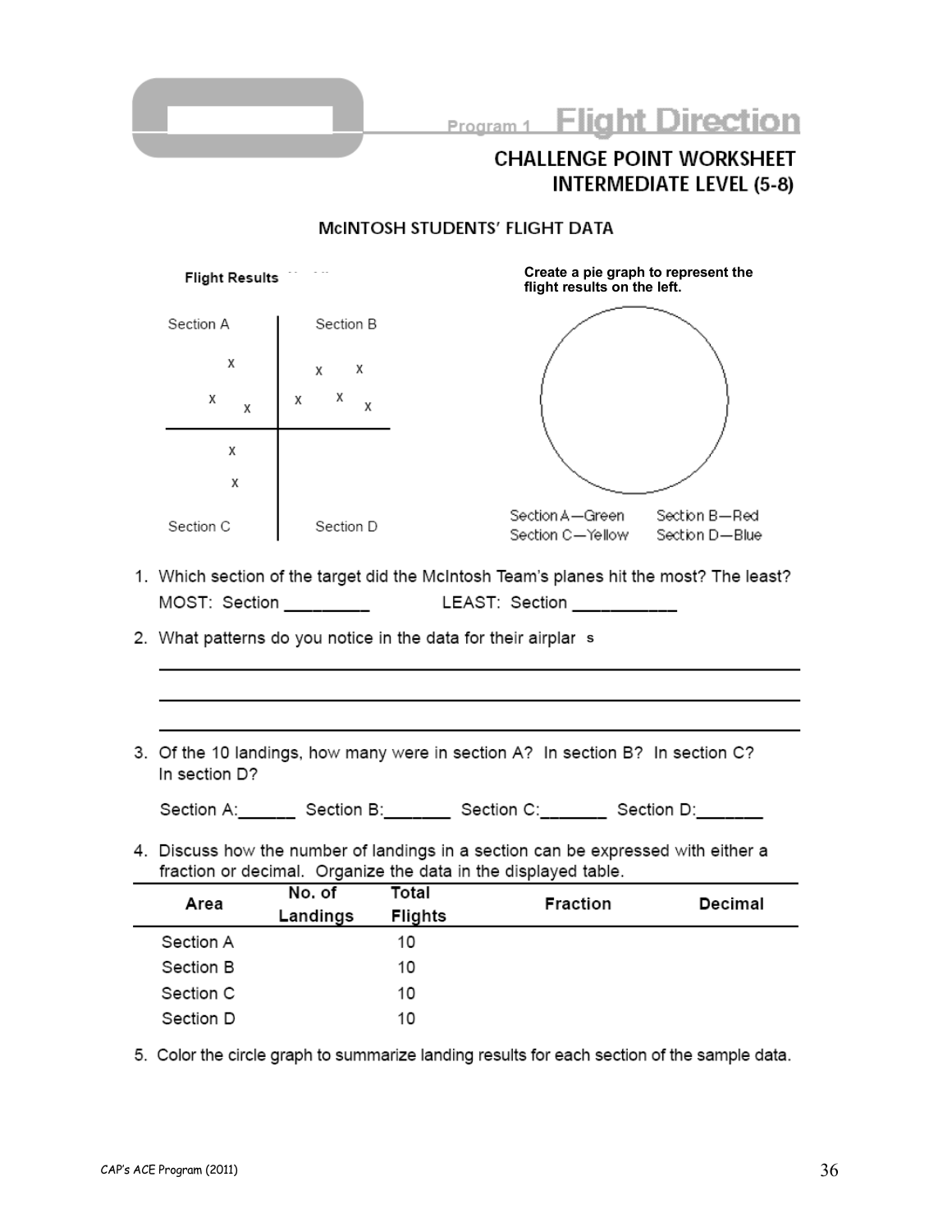Program 1 **Flight Direction**

## CHALLENGE POINT WORKSHEET
## INTERMEDIATE LEVEL (5-8)

### McINTOSH STUDENTS' FLIGHT DATA

**Flight Results**

| Section A | Section B |
|---|---|
| x x x | x x x x x |
| x x | |
| Section C | Section D |

**Create a pie graph to represent the flight results on the left.**

Section A—Green Section B—Red
Section C—Yellow Section D—Blue

1. Which section of the target did the McIntosh Team's planes hit the most? The least?
   MOST: Section _________ LEAST: Section ___________

2. What patterns do you notice in the data for their airplar s
   ______________________________________________________________
   ______________________________________________________________
   ______________________________________________________________

3. Of the 10 landings, how many were in section A? In section B? In section C? In section D?

   Section A:______ Section B:_______ Section C:_______ Section D:_______

4. Discuss how the number of landings in a section can be expressed with either a fraction or decimal. Organize the data in the displayed table.

| Area | No. of Landings | Total Flights | Fraction | Decimal |
|---|---|---|---|---|
| Section A | | 10 | | |
| Section B | | 10 | | |
| Section C | | 10 | | |
| Section D | | 10 | | |

5. Color the circle graph to summarize landing results for each section of the sample data.

CAP's ACE Program (2011)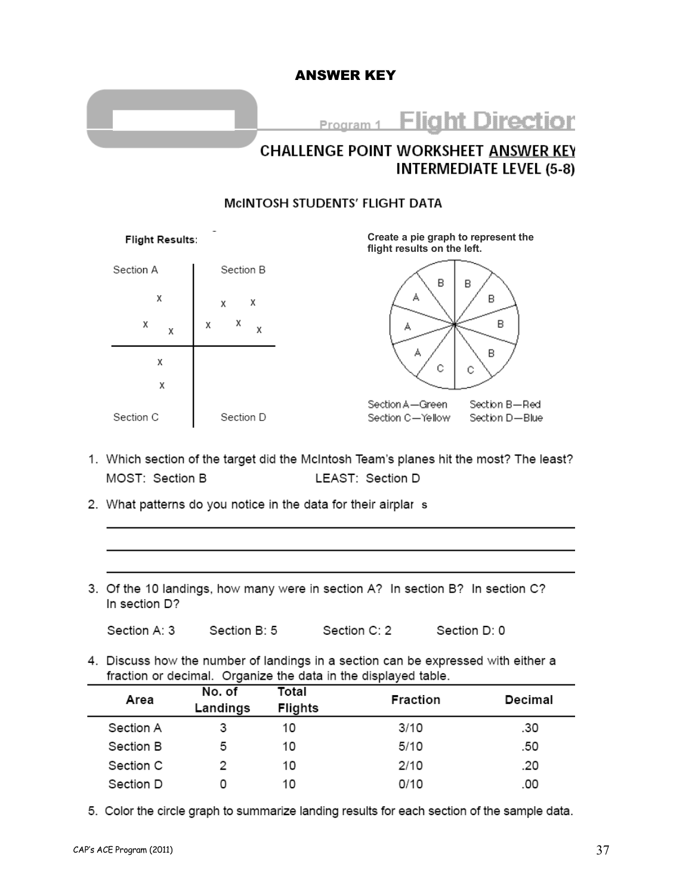**ANSWER KEY**

Program 1 **Flight Direction**

## CHALLENGE POINT WORKSHEET ANSWER KEY
## INTERMEDIATE LEVEL (5-8)

### McINTOSH STUDENTS' FLIGHT DATA

**Flight Results:**

| Section A | Section B |
|---|---|
| x x x | x x x x x |
| x x | |
| Section C | Section D |

**Create a pie graph to represent the flight results on the left.**

(Pie graph sections: B, B, B, B, B, C, C, A, A, A)

Section A—Green Section B—Red
Section C—Yellow Section D—Blue

1. Which section of the target did the McIntosh Team's planes hit the most? The least?

   MOST: Section B LEAST: Section D

2. What patterns do you notice in the data for their airplar s

   ______________________________________________

   ______________________________________________

   ______________________________________________

3. Of the 10 landings, how many were in section A? In section B? In section C? In section D?

   Section A: 3 Section B: 5 Section C: 2 Section D: 0

4. Discuss how the number of landings in a section can be expressed with either a fraction or decimal. Organize the data in the displayed table.

| Area | No. of Landings | Total Flights | Fraction | Decimal |
|---|---|---|---|---|
| Section A | 3 | 10 | 3/10 | .30 |
| Section B | 5 | 10 | 5/10 | .50 |
| Section C | 2 | 10 | 2/10 | .20 |
| Section D | 0 | 10 | 0/10 | .00 |

5. Color the circle graph to summarize landing results for each section of the sample data.

CAP's ACE Program (2011)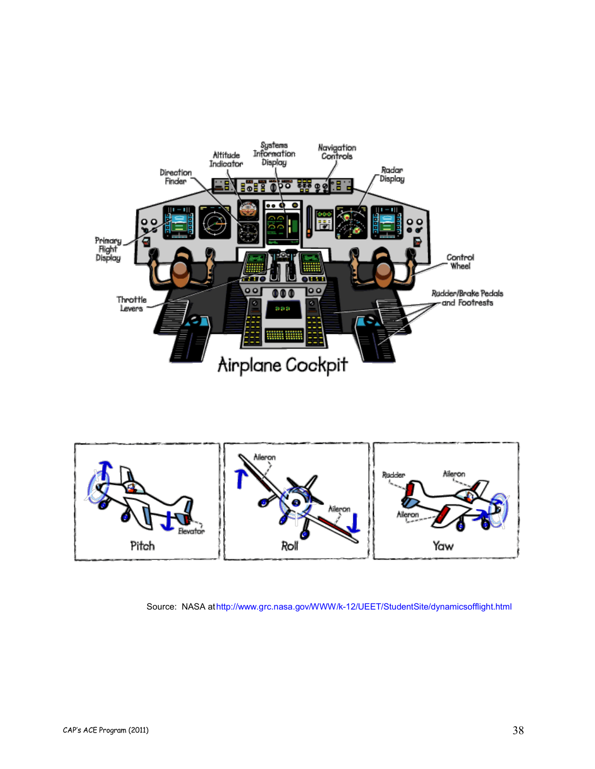Airplane Cockpit

Systems Information Display
Navigation Controls
Altitude Indicator
Direction Finder
Radar Display
Primary Flight Display
Control Wheel
Throttle Levers
Rudder/Brake Pedals and Footrests

Pitch
Elevator

Roll
Aileron
Aileron

Yaw
Rudder
Aileron
Aileron

Source: NASA at http://www.grc.nasa.gov/WWW/k-12/UEET/StudentSite/dynamicsofflight.html